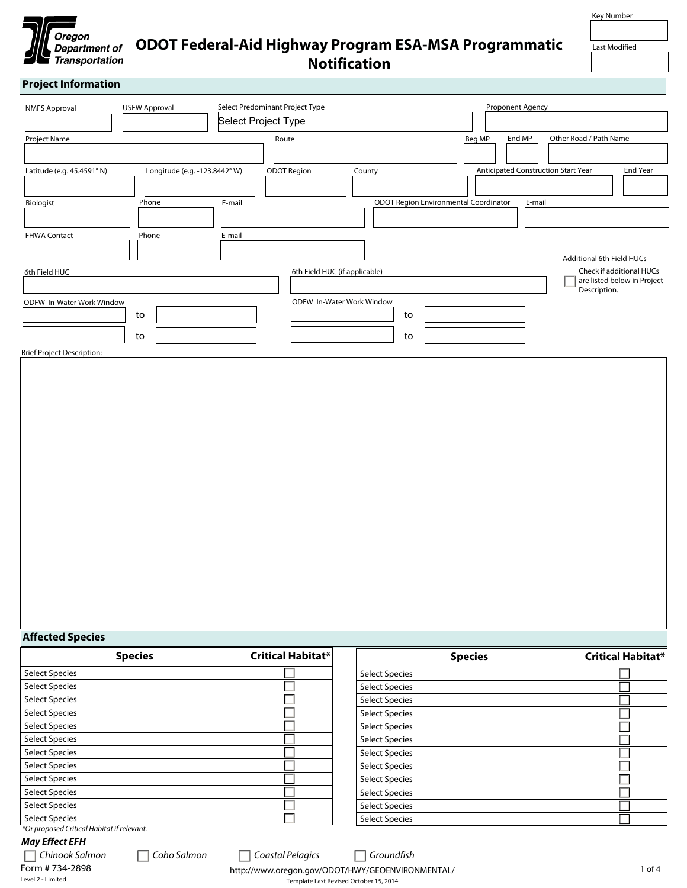Oregon Department of Transportation

# ODOT Federal-Aid Highway Program ESA-MSA Programmatic Notification

Key Number

Last Modified

## Project Information

NMFS Approval

USFW Approval

Select Predominant Project Type: Select Project Type

Proponent Agency

Project Name

Route

Beg MP

End MP

Other Road / Path Name

Latitude (e.g. 45.4591° N)

Longitude (e.g. -123.8442° W)

ODOT Region

County

Anticipated Construction Start Year

End Year

Biologist

Phone

E-mail

ODOT Region Environmental Coordinator

E-mail

FHWA Contact

Phone

E-mail

Additional 6th Field HUCs

☐ Check if additional HUCs are listed below in Project Description.

6th Field HUC

6th Field HUC (if applicable)

ODFW In-Water Work Window

to

to

ODFW In-Water Work Window

to

to

Brief Project Description:

## Affected Species

| Species | Critical Habitat* |
|---|---|
| Select Species | ☐ |
| Select Species | ☐ |
| Select Species | ☐ |
| Select Species | ☐ |
| Select Species | ☐ |
| Select Species | ☐ |
| Select Species | ☐ |
| Select Species | ☐ |
| Select Species | ☐ |
| Select Species | ☐ |
| Select Species | ☐ |
| Select Species | ☐ |

| Species | Critical Habitat* |
|---|---|
| Select Species | ☐ |
| Select Species | ☐ |
| Select Species | ☐ |
| Select Species | ☐ |
| Select Species | ☐ |
| Select Species | ☐ |
| Select Species | ☐ |
| Select Species | ☐ |
| Select Species | ☐ |
| Select Species | ☐ |
| Select Species | ☐ |
| Select Species | ☐ |

*\*Or proposed Critical Habitat if relevant.*

***May Effect EFH***

☐ *Chinook Salmon* ☐ *Coho Salmon* ☐ *Coastal Pelagics* ☐ *Groundfish*

Form # 734-2898

Level 2 - Limited

http://www.oregon.gov/ODOT/HWY/GEOENVIRONMENTAL/

Template Last Revised October 15, 2014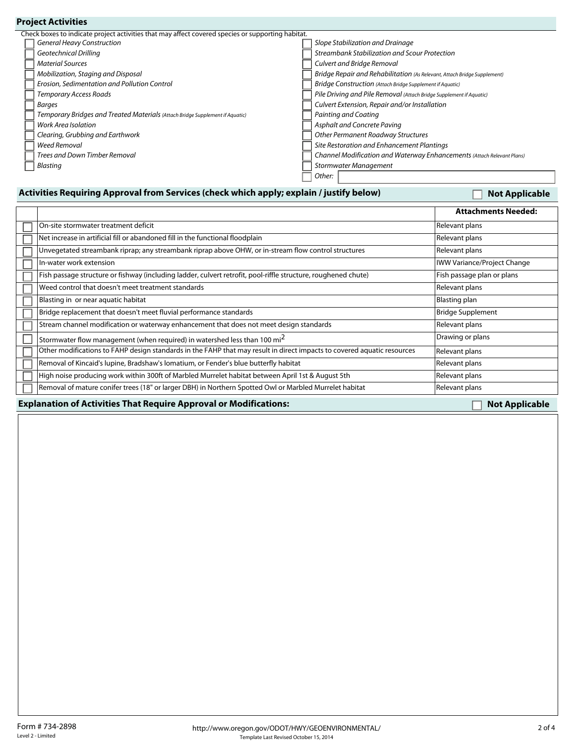## Project Activities

Check boxes to indicate project activities that may affect covered species or supporting habitat.

- ☐ *General Heavy Construction*
- ☐ *Geotechnical Drilling*
- ☐ *Material Sources*
- ☐ *Mobilization, Staging and Disposal*
- ☐ *Erosion, Sedimentation and Pollution Control*
- ☐ *Temporary Access Roads*
- ☐ *Barges*
- ☐ *Temporary Bridges and Treated Materials* *(Attach Bridge Supplement if Aquatic)*
- ☐ *Work Area Isolation*
- ☐ *Clearing, Grubbing and Earthwork*
- ☐ *Weed Removal*
- ☐ *Trees and Down Timber Removal*
- ☐ *Blasting*
- ☐ *Slope Stabilization and Drainage*
- ☐ *Streambank Stabilization and Scour Protection*
- ☐ *Culvert and Bridge Removal*
- ☐ *Bridge Repair and Rehabilitation* *(As Relevant, Attach Bridge Supplement)*
- ☐ *Bridge Construction* *(Attach Bridge Supplement if Aquatic)*
- ☐ *Pile Driving and Pile Removal* *(Attach Bridge Supplement if Aquatic)*
- ☐ *Culvert Extension, Repair and/or Installation*
- ☐ *Painting and Coating*
- ☐ *Asphalt and Concrete Paving*
- ☐ *Other Permanent Roadway Structures*
- ☐ *Site Restoration and Enhancement Plantings*
- ☐ *Channel Modification and Waterway Enhancements* *(Attach Relevant Plans)*
- ☐ *Stormwater Management*
- ☐ *Other:* ____________

## Activities Requiring Approval from Services (check which apply; explain / justify below)

☐ **Not Applicable**

| | | **Attachments Needed:** |
|---|---|---|
| ☐ | On-site stormwater treatment deficit | Relevant plans |
| ☐ | Net increase in artificial fill or abandoned fill in the functional floodplain | Relevant plans |
| ☐ | Unvegetated streambank riprap; any streambank riprap above OHW, or in-stream flow control structures | Relevant plans |
| ☐ | In-water work extension | IWW Variance/Project Change |
| ☐ | Fish passage structure or fishway (including ladder, culvert retrofit, pool-riffle structure, roughened chute) | Fish passage plan or plans |
| ☐ | Weed control that doesn't meet treatment standards | Relevant plans |
| ☐ | Blasting in or near aquatic habitat | Blasting plan |
| ☐ | Bridge replacement that doesn't meet fluvial performance standards | Bridge Supplement |
| ☐ | Stream channel modification or waterway enhancement that does not meet design standards | Relevant plans |
| ☐ | Stormwater flow management (when required) in watershed less than 100 $mi^2$ | Drawing or plans |
| ☐ | Other modifications to FAHP design standards in the FAHP that may result in direct impacts to covered aquatic resources | Relevant plans |
| ☐ | Removal of Kincaid's lupine, Bradshaw's lomatium, or Fender's blue butterfly habitat | Relevant plans |
| ☐ | High noise producing work within 300ft of Marbled Murrelet habitat between April 1st & August 5th | Relevant plans |
| ☐ | Removal of mature conifer trees (18" or larger DBH) in Northern Spotted Owl or Marbled Murrelet habitat | Relevant plans |

## Explanation of Activities That Require Approval or Modifications:

☐ **Not Applicable**

Form # 734-2898
Level 2 - Limited

http://www.oregon.gov/ODOT/HWY/GEOENVIRONMENTAL/
Template Last Revised October 15, 2014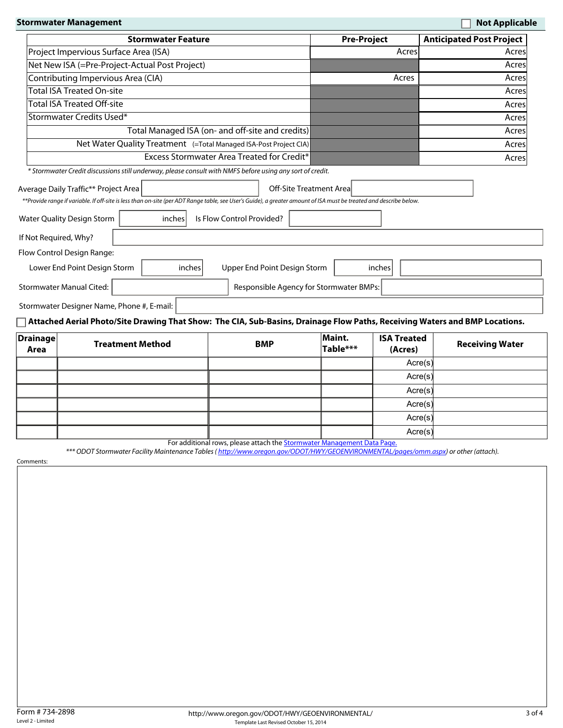## Stormwater Management

☐ Not Applicable

| Stormwater Feature | Pre-Project | Anticipated Post Project |
|---|---|---|
| Project Impervious Surface Area (ISA) | Acres | Acres |
| Net New ISA (=Pre-Project-Actual Post Project) | | Acres |
| Contributing Impervious Area (CIA) | Acres | Acres |
| Total ISA Treated On-site | | Acres |
| Total ISA Treated Off-site | | Acres |
| Stormwater Credits Used* | | Acres |
| Total Managed ISA (on- and off-site and credits) | | Acres |
| Net Water Quality Treatment (=Total Managed ISA-Post Project CIA) | | Acres |
| Excess Stormwater Area Treated for Credit* | | Acres |

*\* Stormwater Credit discussions still underway, please consult with NMFS before using any sort of credit.*

Average Daily Traffic** Project Area: ______ Off-Site Treatment Area: ______

*\*\*Provide range if variable. If off-site is less than on-site (per ADT Range table, see User's Guide), a greater amount of ISA must be treated and describe below.*

Water Quality Design Storm: ______ inches Is Flow Control Provided? ______

If Not Required, Why? ______

Flow Control Design Range:

Lower End Point Design Storm: ______ inches Upper End Point Design Storm: ______ inches ______

Stormwater Manual Cited: ______ Responsible Agency for Stormwater BMPs: ______

Stormwater Designer Name, Phone #, E-mail: ______

☐ **Attached Aerial Photo/Site Drawing That Show: The CIA, Sub-Basins, Drainage Flow Paths, Receiving Waters and BMP Locations.**

| Drainage Area | Treatment Method | BMP | Maint. Table*** | ISA Treated (Acres) | Receiving Water |
|---|---|---|---|---|---|
| | | | | Acre(s) | |
| | | | | Acre(s) | |
| | | | | Acre(s) | |
| | | | | Acre(s) | |
| | | | | Acre(s) | |
| | | | | Acre(s) | |

For additional rows, please attach the Stormwater Management Data Page.

*\*\*\* ODOT Stormwater Facility Maintenance Tables ( http://www.oregon.gov/ODOT/HWY/GEOENVIRONMENTAL/pages/omm.aspx) or other (attach).*

Comments:

Form # 734-2898
Level 2 - Limited

http://www.oregon.gov/ODOT/HWY/GEOENVIRONMENTAL/
Template Last Revised October 15, 2014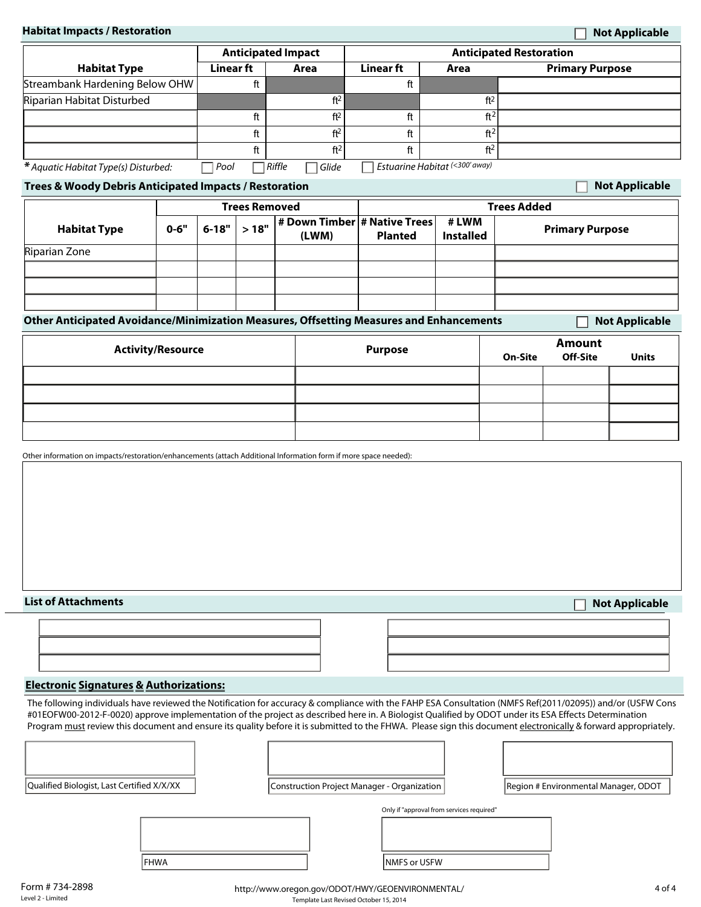## Habitat Impacts / Restoration

☐ Not Applicable

| Habitat Type | Anticipated Impact | | Anticipated Restoration | | |
|---|---|---|---|---|---|
| | Linear ft | Area | Linear ft | Area | Primary Purpose |
| Streambank Hardening Below OHW | ft | | ft | | |
| Riparian Habitat Disturbed | | ft² | | ft² | |
| | ft | ft² | ft | ft² | |
| | ft | ft² | ft | ft² | |
| | ft | ft² | ft | ft² | |

*Aquatic Habitat Type(s) Disturbed:* ☐ *Pool* ☐ *Riffle* ☐ *Glide* ☐ *Estuarine Habitat (<300' away)*

## Trees & Woody Debris Anticipated Impacts / Restoration

☐ Not Applicable

| Habitat Type | Trees Removed | | | | Trees Added | | |
|---|---|---|---|---|---|---|---|
| | 0-6" | 6-18" | > 18" | # Down Timber (LWM) | # Native Trees Planted | # LWM Installed | Primary Purpose |
| Riparian Zone | | | | | | | |
| | | | | | | | |
| | | | | | | | |
| | | | | | | | |

## Other Anticipated Avoidance/Minimization Measures, Offsetting Measures and Enhancements

☐ Not Applicable

| Activity/Resource | Purpose | Amount | | |
|---|---|---|---|---|
| | | On-Site | Off-Site | Units |
| | | | | |
| | | | | |
| | | | | |
| | | | | |

Other information on impacts/restoration/enhancements (attach Additional Information form if more space needed):

## List of Attachments

☐ Not Applicable

## Electronic Signatures & Authorizations:

The following individuals have reviewed the Notification for accuracy & compliance with the FAHP ESA Consultation (NMFS Ref(2011/02095)) and/or (USFW Cons #01EOFW00-2012-F-0020) approve implementation of the project as described here in. A Biologist Qualified by ODOT under its ESA Effects Determination Program must review this document and ensure its quality before it is submitted to the FHWA. Please sign this document electronically & forward appropriately.

Qualified Biologist, Last Certified X/X/XX

Construction Project Manager - Organization

Region # Environmental Manager, ODOT

FHWA

Only if "approval from services required"

NMFS or USFW

Form # 734-2898
Level 2 - Limited

http://www.oregon.gov/ODOT/HWY/GEOENVIRONMENTAL/
Template Last Revised October 15, 2014